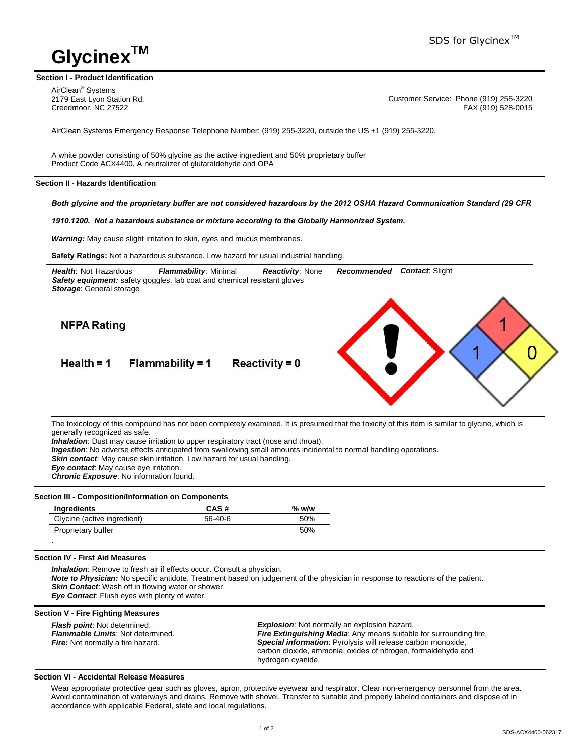SDS for Glycinex™

# Glycinex™

## Section I - Product Identification

AirClean® Systems
2179 East Lyon Station Rd.
Creedmoor, NC 27522

Customer Service: Phone (919) 255-3220
FAX (919) 528-0015

AirClean Systems Emergency Response Telephone Number: (919) 255-3220, outside the US +1 (919) 255-3220.

A white powder consisting of 50% glycine as the active ingredient and 50% proprietary buffer
Product Code ACX4400, A neutralizer of glutaraldehyde and OPA

## Section II - Hazards Identification

***Both glycine and the proprietary buffer are not considered hazardous by the 2012 OSHA Hazard Communication Standard (29 CFR 1910.1200. Not a hazardous substance or mixture according to the Globally Harmonized System.***

***Warning:*** May cause slight irritation to skin, eyes and mucus membranes.

**Safety Ratings:** Not a hazardous substance. Low hazard for usual industrial handling.

***Health***: Not Hazardous ***Flammability***: Minimal ***Reactivity***: None ***Recommended Contact***: Slight
***Safety equipment:*** safety goggles, lab coat and chemical resistant gloves
***Storage***: General storage

**NFPA Rating**

**Health = 1 Flammability = 1 Reactivity = 0**

The toxicology of this compound has not been completely examined. It is presumed that the toxicity of this item is similar to glycine, which is generally recognized as safe.
***Inhalation***: Dust may cause irritation to upper respiratory tract (nose and throat).
***Ingestion***: No adverse effects anticipated from swallowing small amounts incidental to normal handling operations.
***Skin contact***: May cause skin irritation. Low hazard for usual handling.
***Eye contact***: May cause eye irritation.
***Chronic Exposure***: No information found.

## Section III - Composition/Information on Components

| Ingredients | CAS # | % w/w |
|---|---|---|
| Glycine (active ingredient) | 56-40-6 | 50% |
| Proprietary buffer | | 50% |

## Section IV - First Aid Measures

***Inhalation***: Remove to fresh air if effects occur. Consult a physician.
***Note to Physician:*** No specific antidote. Treatment based on judgement of the physician in response to reactions of the patient.
***Skin Contact***: Wash off in flowing water or shower.
***Eye Contact***: Flush eyes with plenty of water.

## Section V - Fire Fighting Measures

***Flash point***: Not determined.
***Flammable Limits***: Not determined.
***Fire:*** Not normally a fire hazard.

***Explosion***: Not normally an explosion hazard.
***Fire Extinguishing Media***: Any means suitable for surrounding fire.
***Special information***: Pyrolysis will release carbon monoxide, carbon dioxide, ammonia, oxides of nitrogen, formaldehyde and hydrogen cyanide.

## Section VI - Accidental Release Measures

Wear appropriate protective gear such as gloves, apron, protective eyewear and respirator. Clear non-emergency personnel from the area. Avoid contamination of waterways and drains. Remove with shovel. Transfer to suitable and properly labeled containers and dispose of in accordance with applicable Federal, state and local regulations.

SDS-ACX4400-062317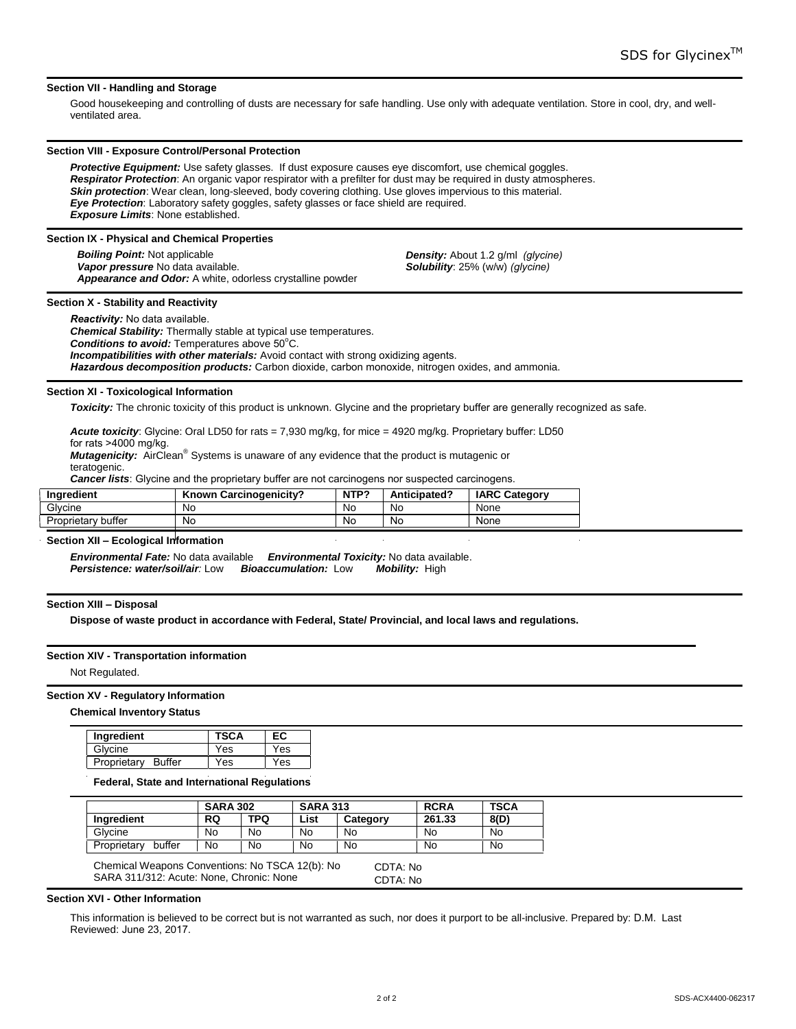## Section VII - Handling and Storage

Good housekeeping and controlling of dusts are necessary for safe handling. Use only with adequate ventilation. Store in cool, dry, and well-ventilated area.

## Section VIII - Exposure Control/Personal Protection

***Protective Equipment:*** Use safety glasses. If dust exposure causes eye discomfort, use chemical goggles.
***Respirator Protection***: An organic vapor respirator with a prefilter for dust may be required in dusty atmospheres.
***Skin protection***: Wear clean, long-sleeved, body covering clothing. Use gloves impervious to this material.
***Eye Protection***: Laboratory safety goggles, safety glasses or face shield are required.
***Exposure Limits***: None established.

## Section IX - Physical and Chemical Properties

***Boiling Point:*** Not applicable
***Vapor pressure*** No data available.
***Appearance and Odor:*** A white, odorless crystalline powder
***Density:*** About 1.2 g/ml *(glycine)*
***Solubility***: 25% (w/w) *(glycine)*

## Section X - Stability and Reactivity

***Reactivity:*** No data available.
***Chemical Stability:*** Thermally stable at typical use temperatures.
***Conditions to avoid:*** Temperatures above 50°C.
***Incompatibilities with other materials:*** Avoid contact with strong oxidizing agents.
***Hazardous decomposition products:*** Carbon dioxide, carbon monoxide, nitrogen oxides, and ammonia.

## Section XI - Toxicological Information

***Toxicity:*** The chronic toxicity of this product is unknown. Glycine and the proprietary buffer are generally recognized as safe.

***Acute toxicity***: Glycine: Oral LD50 for rats = 7,930 mg/kg, for mice = 4920 mg/kg. Proprietary buffer: LD50 for rats >4000 mg/kg.
***Mutagenicity:*** AirClean® Systems is unaware of any evidence that the product is mutagenic or teratogenic.
***Cancer lists***: Glycine and the proprietary buffer are not carcinogens nor suspected carcinogens.

| Ingredient | Known Carcinogenicity? | NTP? | Anticipated? | IARC Category |
|---|---|---|---|---|
| Glycine | No | No | No | None |
| Proprietary buffer | No | No | No | None |

## Section XII – Ecological Information

***Environmental Fate:*** No data available ***Environmental Toxicity:*** No data available.
***Persistence: water/soil/air***: Low ***Bioaccumulation:*** Low ***Mobility:*** High

## Section XIII – Disposal

**Dispose of waste product in accordance with Federal, State/ Provincial, and local laws and regulations.**

## Section XIV - Transportation information

Not Regulated.

## Section XV - Regulatory Information

**Chemical Inventory Status**

| Ingredient | TSCA | EC |
|---|---|---|
| Glycine | Yes | Yes |
| Proprietary Buffer | Yes | Yes |

**Federal, State and International Regulations**

| | SARA 302 | | SARA 313 | | RCRA | TSCA |
|---|---|---|---|---|---|---|
| Ingredient | RQ | TPQ | List | Category | 261.33 | 8(D) |
| Glycine | No | No | No | No | No | No |
| Proprietary buffer | No | No | No | No | No | No |

Chemical Weapons Conventions: No TSCA 12(b): No CDTA: No
SARA 311/312: Acute: None, Chronic: None CDTA: No

## Section XVI - Other Information

This information is believed to be correct but is not warranted as such, nor does it purport to be all-inclusive. Prepared by: D.M. Last Reviewed: June 23, 2017.